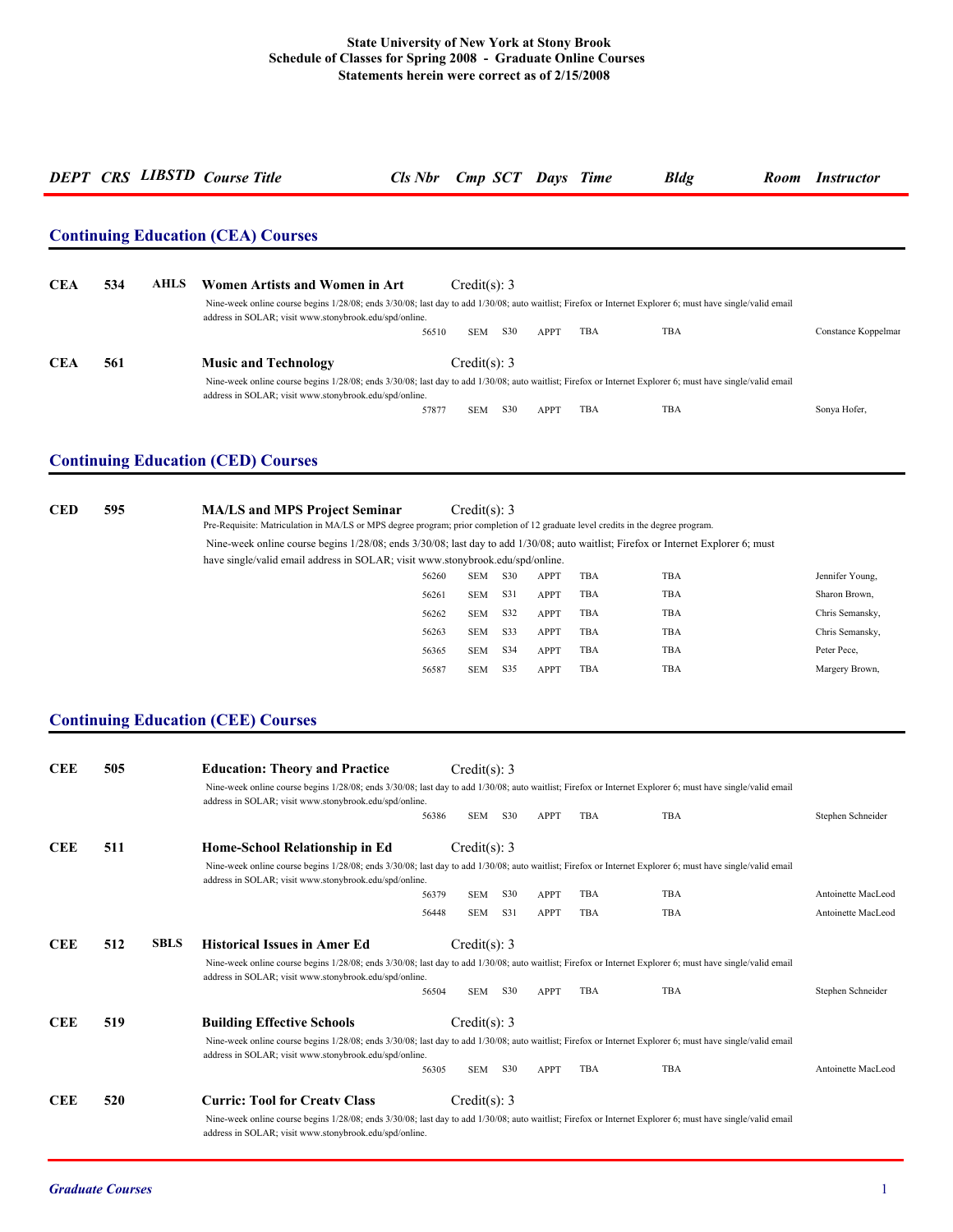**State University of New York at Stony Brook**
**Schedule of Classes for Spring 2008 - Graduate Online Courses**
**Statements herein were correct as of 2/15/2008**

| DEPT | CRS | LIBSTD | Course Title | Cls Nbr | Cmp | SCT | Days | Time | Bldg | Room | Instructor |
|---|---|---|---|---|---|---|---|---|---|---|---|

## Continuing Education (CEA) Courses

**CEA 534 AHLS Women Artists and Women in Art** Credit(s): 3

Nine-week online course begins 1/28/08; ends 3/30/08; last day to add 1/30/08; auto waitlist; Firefox or Internet Explorer 6; must have single/valid email address in SOLAR; visit www.stonybrook.edu/spd/online.

| Cls Nbr | Cmp | SCT | Days | Time | Bldg | Room | Instructor |
|---|---|---|---|---|---|---|---|
| 56510 | SEM | S30 | APPT | TBA | TBA | | Constance Koppelmar |

**CEA 561 Music and Technology** Credit(s): 3

Nine-week online course begins 1/28/08; ends 3/30/08; last day to add 1/30/08; auto waitlist; Firefox or Internet Explorer 6; must have single/valid email address in SOLAR; visit www.stonybrook.edu/spd/online.

| Cls Nbr | Cmp | SCT | Days | Time | Bldg | Room | Instructor |
|---|---|---|---|---|---|---|---|
| 57877 | SEM | S30 | APPT | TBA | TBA | | Sonya Hofer, |

## Continuing Education (CED) Courses

**CED 595 MA/LS and MPS Project Seminar** Credit(s): 3

Pre-Requisite: Matriculation in MA/LS or MPS degree program; prior completion of 12 graduate level credits in the degree program.

Nine-week online course begins 1/28/08; ends 3/30/08; last day to add 1/30/08; auto waitlist; Firefox or Internet Explorer 6; must have single/valid email address in SOLAR; visit www.stonybrook.edu/spd/online.

| Cls Nbr | Cmp | SCT | Days | Time | Bldg | Room | Instructor |
|---|---|---|---|---|---|---|---|
| 56260 | SEM | S30 | APPT | TBA | TBA | | Jennifer Young, |
| 56261 | SEM | S31 | APPT | TBA | TBA | | Sharon Brown, |
| 56262 | SEM | S32 | APPT | TBA | TBA | | Chris Semansky, |
| 56263 | SEM | S33 | APPT | TBA | TBA | | Chris Semansky, |
| 56365 | SEM | S34 | APPT | TBA | TBA | | Peter Pece, |
| 56587 | SEM | S35 | APPT | TBA | TBA | | Margery Brown, |

## Continuing Education (CEE) Courses

**CEE 505 Education: Theory and Practice** Credit(s): 3

Nine-week online course begins 1/28/08; ends 3/30/08; last day to add 1/30/08; auto waitlist; Firefox or Internet Explorer 6; must have single/valid email address in SOLAR; visit www.stonybrook.edu/spd/online.

| Cls Nbr | Cmp | SCT | Days | Time | Bldg | Room | Instructor |
|---|---|---|---|---|---|---|---|
| 56386 | SEM | S30 | APPT | TBA | TBA | | Stephen Schneider |

**CEE 511 Home-School Relationship in Ed** Credit(s): 3

Nine-week online course begins 1/28/08; ends 3/30/08; last day to add 1/30/08; auto waitlist; Firefox or Internet Explorer 6; must have single/valid email address in SOLAR; visit www.stonybrook.edu/spd/online.

| Cls Nbr | Cmp | SCT | Days | Time | Bldg | Room | Instructor |
|---|---|---|---|---|---|---|---|
| 56379 | SEM | S30 | APPT | TBA | TBA | | Antoinette MacLeod |
| 56448 | SEM | S31 | APPT | TBA | TBA | | Antoinette MacLeod |

**CEE 512 SBLS Historical Issues in Amer Ed** Credit(s): 3

Nine-week online course begins 1/28/08; ends 3/30/08; last day to add 1/30/08; auto waitlist; Firefox or Internet Explorer 6; must have single/valid email address in SOLAR; visit www.stonybrook.edu/spd/online.

| Cls Nbr | Cmp | SCT | Days | Time | Bldg | Room | Instructor |
|---|---|---|---|---|---|---|---|
| 56504 | SEM | S30 | APPT | TBA | TBA | | Stephen Schneider |

**CEE 519 Building Effective Schools** Credit(s): 3

Nine-week online course begins 1/28/08; ends 3/30/08; last day to add 1/30/08; auto waitlist; Firefox or Internet Explorer 6; must have single/valid email address in SOLAR; visit www.stonybrook.edu/spd/online.

| Cls Nbr | Cmp | SCT | Days | Time | Bldg | Room | Instructor |
|---|---|---|---|---|---|---|---|
| 56305 | SEM | S30 | APPT | TBA | TBA | | Antoinette MacLeod |

**CEE 520 Curric: Tool for Creatv Class** Credit(s): 3

Nine-week online course begins 1/28/08; ends 3/30/08; last day to add 1/30/08; auto waitlist; Firefox or Internet Explorer 6; must have single/valid email address in SOLAR; visit www.stonybrook.edu/spd/online.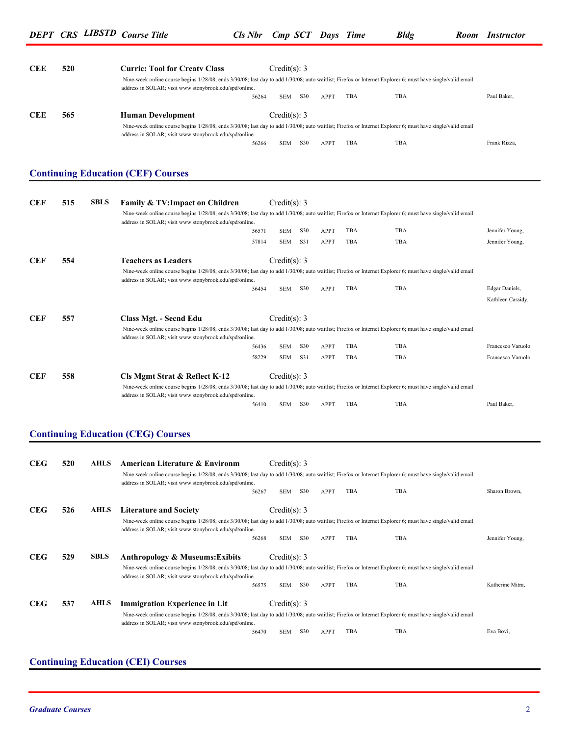| DEPT | CRS | LIBSTD | Course Title | Cls Nbr | Cmp | SCT | Days | Time | Bldg | Room | Instructor |
|---|---|---|---|---|---|---|---|---|---|---|---|
| **CEE** | **520** | | **Curric: Tool for Creatv Class** Credit(s): 3 | | | | | | | | |
| | | | Nine-week online course begins 1/28/08; ends 3/30/08; last day to add 1/30/08; auto waitlist; Firefox or Internet Explorer 6; must have single/valid email address in SOLAR; visit www.stonybrook.edu/spd/online. | | | | | | | | |
| | | | | 56264 | SEM | S30 | APPT | TBA | TBA | | Paul Baker, |
| **CEE** | **565** | | **Human Development** Credit(s): 3 | | | | | | | | |
| | | | Nine-week online course begins 1/28/08; ends 3/30/08; last day to add 1/30/08; auto waitlist; Firefox or Internet Explorer 6; must have single/valid email address in SOLAR; visit www.stonybrook.edu/spd/online. | | | | | | | | |
| | | | | 56266 | SEM | S30 | APPT | TBA | TBA | | Frank Rizza, |

## Continuing Education (CEF) Courses

| DEPT | CRS | LIBSTD | Course Title | Cls Nbr | Cmp | SCT | Days | Time | Bldg | Room | Instructor |
|---|---|---|---|---|---|---|---|---|---|---|---|
| **CEF** | **515** | **SBLS** | **Family & TV:Impact on Children** Credit(s): 3 | | | | | | | | |
| | | | Nine-week online course begins 1/28/08; ends 3/30/08; last day to add 1/30/08; auto waitlist; Firefox or Internet Explorer 6; must have single/valid email address in SOLAR; visit www.stonybrook.edu/spd/online. | | | | | | | | |
| | | | | 56571 | SEM | S30 | APPT | TBA | TBA | | Jennifer Young, |
| | | | | 57814 | SEM | S31 | APPT | TBA | TBA | | Jennifer Young, |
| **CEF** | **554** | | **Teachers as Leaders** Credit(s): 3 | | | | | | | | |
| | | | Nine-week online course begins 1/28/08; ends 3/30/08; last day to add 1/30/08; auto waitlist; Firefox or Internet Explorer 6; must have single/valid email address in SOLAR; visit www.stonybrook.edu/spd/online. | | | | | | | | |
| | | | | 56454 | SEM | S30 | APPT | TBA | TBA | | Edgar Daniels, Kathleen Cassidy, |
| **CEF** | **557** | | **Class Mgt. - Secnd Edu** Credit(s): 3 | | | | | | | | |
| | | | Nine-week online course begins 1/28/08; ends 3/30/08; last day to add 1/30/08; auto waitlist; Firefox or Internet Explorer 6; must have single/valid email address in SOLAR; visit www.stonybrook.edu/spd/online. | | | | | | | | |
| | | | | 56436 | SEM | S30 | APPT | TBA | TBA | | Francesco Varuolo |
| | | | | 58229 | SEM | S31 | APPT | TBA | TBA | | Francesco Varuolo |
| **CEF** | **558** | | **Cls Mgmt Strat & Reflect K-12** Credit(s): 3 | | | | | | | | |
| | | | Nine-week online course begins 1/28/08; ends 3/30/08; last day to add 1/30/08; auto waitlist; Firefox or Internet Explorer 6; must have single/valid email address in SOLAR; visit www.stonybrook.edu/spd/online. | | | | | | | | |
| | | | | 56410 | SEM | S30 | APPT | TBA | TBA | | Paul Baker, |

## Continuing Education (CEG) Courses

| DEPT | CRS | LIBSTD | Course Title | Cls Nbr | Cmp | SCT | Days | Time | Bldg | Room | Instructor |
|---|---|---|---|---|---|---|---|---|---|---|---|
| **CEG** | **520** | **AHLS** | **American Literature & Environm** Credit(s): 3 | | | | | | | | |
| | | | Nine-week online course begins 1/28/08; ends 3/30/08; last day to add 1/30/08; auto waitlist; Firefox or Internet Explorer 6; must have single/valid email address in SOLAR; visit www.stonybrook.edu/spd/online. | | | | | | | | |
| | | | | 56267 | SEM | S30 | APPT | TBA | TBA | | Sharon Brown, |
| **CEG** | **526** | **AHLS** | **Literature and Society** Credit(s): 3 | | | | | | | | |
| | | | Nine-week online course begins 1/28/08; ends 3/30/08; last day to add 1/30/08; auto waitlist; Firefox or Internet Explorer 6; must have single/valid email address in SOLAR; visit www.stonybrook.edu/spd/online. | | | | | | | | |
| | | | | 56268 | SEM | S30 | APPT | TBA | TBA | | Jennifer Young, |
| **CEG** | **529** | **SBLS** | **Anthropology & Museums:Exibits** Credit(s): 3 | | | | | | | | |
| | | | Nine-week online course begins 1/28/08; ends 3/30/08; last day to add 1/30/08; auto waitlist; Firefox or Internet Explorer 6; must have single/valid email address in SOLAR; visit www.stonybrook.edu/spd/online. | | | | | | | | |
| | | | | 56575 | SEM | S30 | APPT | TBA | TBA | | Katherine Mitra, |
| **CEG** | **537** | **AHLS** | **Immigration Experience in Lit** Credit(s): 3 | | | | | | | | |
| | | | Nine-week online course begins 1/28/08; ends 3/30/08; last day to add 1/30/08; auto waitlist; Firefox or Internet Explorer 6; must have single/valid email address in SOLAR; visit www.stonybrook.edu/spd/online. | | | | | | | | |
| | | | | 56470 | SEM | S30 | APPT | TBA | TBA | | Eva Bovi, |

## Continuing Education (CEI) Courses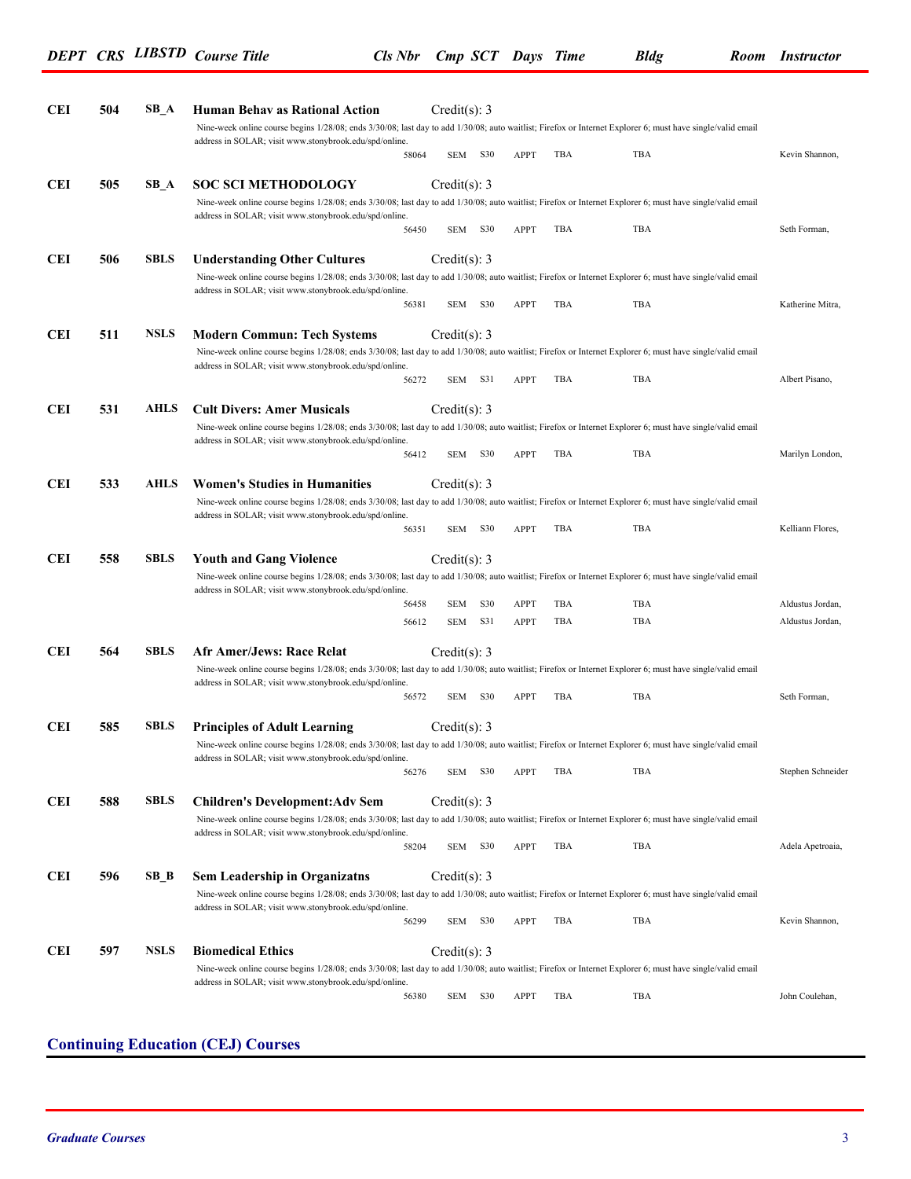| DEPT | CRS | LIBSTD | Course Title | Cls Nbr | Cmp | SCT | Days | Time | Bldg | Room | Instructor |
|---|---|---|---|---|---|---|---|---|---|---|---|
| **CEI** | **504** | **SB_A** | **Human Behav as Rational Action** | Credit(s): 3 | | | | | | | |
| | | | Nine-week online course begins 1/28/08; ends 3/30/08; last day to add 1/30/08; auto waitlist; Firefox or Internet Explorer 6; must have single/valid email address in SOLAR; visit www.stonybrook.edu/spd/online. | | | | | | | | |
| | | | | 58064 | SEM | S30 | APPT | TBA | TBA | | Kevin Shannon, |
| **CEI** | **505** | **SB_A** | **SOC SCI METHODOLOGY** | Credit(s): 3 | | | | | | | |
| | | | Nine-week online course begins 1/28/08; ends 3/30/08; last day to add 1/30/08; auto waitlist; Firefox or Internet Explorer 6; must have single/valid email address in SOLAR; visit www.stonybrook.edu/spd/online. | | | | | | | | |
| | | | | 56450 | SEM | S30 | APPT | TBA | TBA | | Seth Forman, |
| **CEI** | **506** | **SBLS** | **Understanding Other Cultures** | Credit(s): 3 | | | | | | | |
| | | | Nine-week online course begins 1/28/08; ends 3/30/08; last day to add 1/30/08; auto waitlist; Firefox or Internet Explorer 6; must have single/valid email address in SOLAR; visit www.stonybrook.edu/spd/online. | | | | | | | | |
| | | | | 56381 | SEM | S30 | APPT | TBA | TBA | | Katherine Mitra, |
| **CEI** | **511** | **NSLS** | **Modern Commun: Tech Systems** | Credit(s): 3 | | | | | | | |
| | | | Nine-week online course begins 1/28/08; ends 3/30/08; last day to add 1/30/08; auto waitlist; Firefox or Internet Explorer 6; must have single/valid email address in SOLAR; visit www.stonybrook.edu/spd/online. | | | | | | | | |
| | | | | 56272 | SEM | S31 | APPT | TBA | TBA | | Albert Pisano, |
| **CEI** | **531** | **AHLS** | **Cult Divers: Amer Musicals** | Credit(s): 3 | | | | | | | |
| | | | Nine-week online course begins 1/28/08; ends 3/30/08; last day to add 1/30/08; auto waitlist; Firefox or Internet Explorer 6; must have single/valid email address in SOLAR; visit www.stonybrook.edu/spd/online. | | | | | | | | |
| | | | | 56412 | SEM | S30 | APPT | TBA | TBA | | Marilyn London, |
| **CEI** | **533** | **AHLS** | **Women's Studies in Humanities** | Credit(s): 3 | | | | | | | |
| | | | Nine-week online course begins 1/28/08; ends 3/30/08; last day to add 1/30/08; auto waitlist; Firefox or Internet Explorer 6; must have single/valid email address in SOLAR; visit www.stonybrook.edu/spd/online. | | | | | | | | |
| | | | | 56351 | SEM | S30 | APPT | TBA | TBA | | Kelliann Flores, |
| **CEI** | **558** | **SBLS** | **Youth and Gang Violence** | Credit(s): 3 | | | | | | | |
| | | | Nine-week online course begins 1/28/08; ends 3/30/08; last day to add 1/30/08; auto waitlist; Firefox or Internet Explorer 6; must have single/valid email address in SOLAR; visit www.stonybrook.edu/spd/online. | | | | | | | | |
| | | | | 56458 | SEM | S30 | APPT | TBA | TBA | | Aldustus Jordan, |
| | | | | 56612 | SEM | S31 | APPT | TBA | TBA | | Aldustus Jordan, |
| **CEI** | **564** | **SBLS** | **Afr Amer/Jews: Race Relat** | Credit(s): 3 | | | | | | | |
| | | | Nine-week online course begins 1/28/08; ends 3/30/08; last day to add 1/30/08; auto waitlist; Firefox or Internet Explorer 6; must have single/valid email address in SOLAR; visit www.stonybrook.edu/spd/online. | | | | | | | | |
| | | | | 56572 | SEM | S30 | APPT | TBA | TBA | | Seth Forman, |
| **CEI** | **585** | **SBLS** | **Principles of Adult Learning** | Credit(s): 3 | | | | | | | |
| | | | Nine-week online course begins 1/28/08; ends 3/30/08; last day to add 1/30/08; auto waitlist; Firefox or Internet Explorer 6; must have single/valid email address in SOLAR; visit www.stonybrook.edu/spd/online. | | | | | | | | |
| | | | | 56276 | SEM | S30 | APPT | TBA | TBA | | Stephen Schneider |
| **CEI** | **588** | **SBLS** | **Children's Development:Adv Sem** | Credit(s): 3 | | | | | | | |
| | | | Nine-week online course begins 1/28/08; ends 3/30/08; last day to add 1/30/08; auto waitlist; Firefox or Internet Explorer 6; must have single/valid email address in SOLAR; visit www.stonybrook.edu/spd/online. | | | | | | | | |
| | | | | 58204 | SEM | S30 | APPT | TBA | TBA | | Adela Apetroaia, |
| **CEI** | **596** | **SB_B** | **Sem Leadership in Organizatns** | Credit(s): 3 | | | | | | | |
| | | | Nine-week online course begins 1/28/08; ends 3/30/08; last day to add 1/30/08; auto waitlist; Firefox or Internet Explorer 6; must have single/valid email address in SOLAR; visit www.stonybrook.edu/spd/online. | | | | | | | | |
| | | | | 56299 | SEM | S30 | APPT | TBA | TBA | | Kevin Shannon, |
| **CEI** | **597** | **NSLS** | **Biomedical Ethics** | Credit(s): 3 | | | | | | | |
| | | | Nine-week online course begins 1/28/08; ends 3/30/08; last day to add 1/30/08; auto waitlist; Firefox or Internet Explorer 6; must have single/valid email address in SOLAR; visit www.stonybrook.edu/spd/online. | | | | | | | | |
| | | | | 56380 | SEM | S30 | APPT | TBA | TBA | | John Coulehan, |

## Continuing Education (CEJ) Courses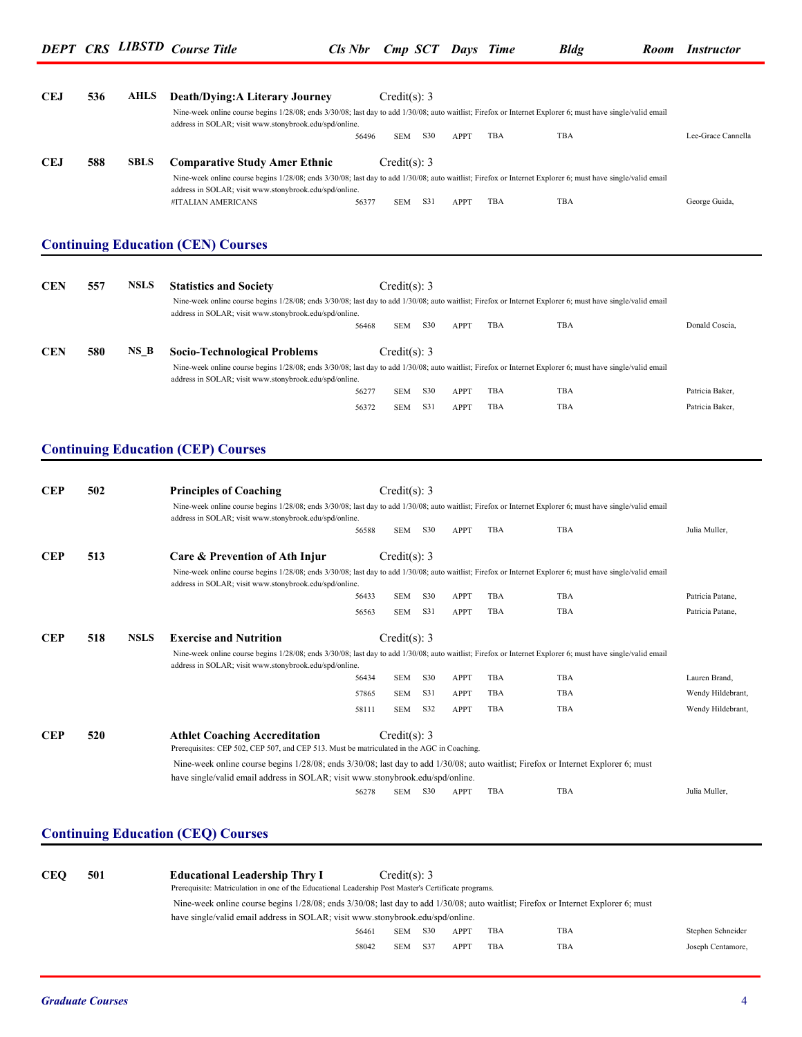| DEPT | CRS | LIBSTD | Course Title | Cls Nbr | Cmp | SCT | Days | Time | Bldg | Room | Instructor |
|---|---|---|---|---|---|---|---|---|---|---|---|

**CEJ 536 AHLS Death/Dying:A Literary Journey** Credit(s): 3

Nine-week online course begins 1/28/08; ends 3/30/08; last day to add 1/30/08; auto waitlist; Firefox or Internet Explorer 6; must have single/valid email address in SOLAR; visit www.stonybrook.edu/spd/online.

| | Cls Nbr | Cmp | SCT | Days | Time | Bldg | Room | Instructor |
|---|---|---|---|---|---|---|---|---|
| | 56496 | SEM | S30 | APPT | TBA | TBA | | Lee-Grace Cannella |

**CEJ 588 SBLS Comparative Study Amer Ethnic** Credit(s): 3

Nine-week online course begins 1/28/08; ends 3/30/08; last day to add 1/30/08; auto waitlist; Firefox or Internet Explorer 6; must have single/valid email address in SOLAR; visit www.stonybrook.edu/spd/online.

| | Cls Nbr | Cmp | SCT | Days | Time | Bldg | Room | Instructor |
|---|---|---|---|---|---|---|---|---|
| #ITALIAN AMERICANS | 56377 | SEM | S31 | APPT | TBA | TBA | | George Guida, |

## Continuing Education (CEN) Courses

**CEN 557 NSLS Statistics and Society** Credit(s): 3

Nine-week online course begins 1/28/08; ends 3/30/08; last day to add 1/30/08; auto waitlist; Firefox or Internet Explorer 6; must have single/valid email address in SOLAR; visit www.stonybrook.edu/spd/online.

| Cls Nbr | Cmp | SCT | Days | Time | Bldg | Room | Instructor |
|---|---|---|---|---|---|---|---|
| 56468 | SEM | S30 | APPT | TBA | TBA | | Donald Coscia, |

**CEN 580 NS_B Socio-Technological Problems** Credit(s): 3

Nine-week online course begins 1/28/08; ends 3/30/08; last day to add 1/30/08; auto waitlist; Firefox or Internet Explorer 6; must have single/valid email address in SOLAR; visit www.stonybrook.edu/spd/online.

| Cls Nbr | Cmp | SCT | Days | Time | Bldg | Room | Instructor |
|---|---|---|---|---|---|---|---|
| 56277 | SEM | S30 | APPT | TBA | TBA | | Patricia Baker, |
| 56372 | SEM | S31 | APPT | TBA | TBA | | Patricia Baker, |

## Continuing Education (CEP) Courses

**CEP 502 Principles of Coaching** Credit(s): 3

Nine-week online course begins 1/28/08; ends 3/30/08; last day to add 1/30/08; auto waitlist; Firefox or Internet Explorer 6; must have single/valid email address in SOLAR; visit www.stonybrook.edu/spd/online.

| Cls Nbr | Cmp | SCT | Days | Time | Bldg | Room | Instructor |
|---|---|---|---|---|---|---|---|
| 56588 | SEM | S30 | APPT | TBA | TBA | | Julia Muller, |

**CEP 513 Care & Prevention of Ath Injur** Credit(s): 3

Nine-week online course begins 1/28/08; ends 3/30/08; last day to add 1/30/08; auto waitlist; Firefox or Internet Explorer 6; must have single/valid email address in SOLAR; visit www.stonybrook.edu/spd/online.

| Cls Nbr | Cmp | SCT | Days | Time | Bldg | Room | Instructor |
|---|---|---|---|---|---|---|---|
| 56433 | SEM | S30 | APPT | TBA | TBA | | Patricia Patane, |
| 56563 | SEM | S31 | APPT | TBA | TBA | | Patricia Patane, |

**CEP 518 NSLS Exercise and Nutrition** Credit(s): 3

Nine-week online course begins 1/28/08; ends 3/30/08; last day to add 1/30/08; auto waitlist; Firefox or Internet Explorer 6; must have single/valid email address in SOLAR; visit www.stonybrook.edu/spd/online.

| Cls Nbr | Cmp | SCT | Days | Time | Bldg | Room | Instructor |
|---|---|---|---|---|---|---|---|
| 56434 | SEM | S30 | APPT | TBA | TBA | | Lauren Brand, |
| 57865 | SEM | S31 | APPT | TBA | TBA | | Wendy Hildebrant, |
| 58111 | SEM | S32 | APPT | TBA | TBA | | Wendy Hildebrant, |

**CEP 520 Athlet Coaching Accreditation** Credit(s): 3

Prerequisites: CEP 502, CEP 507, and CEP 513. Must be matriculated in the AGC in Coaching.

Nine-week online course begins 1/28/08; ends 3/30/08; last day to add 1/30/08; auto waitlist; Firefox or Internet Explorer 6; must have single/valid email address in SOLAR; visit www.stonybrook.edu/spd/online.

| Cls Nbr | Cmp | SCT | Days | Time | Bldg | Room | Instructor |
|---|---|---|---|---|---|---|---|
| 56278 | SEM | S30 | APPT | TBA | TBA | | Julia Muller, |

## Continuing Education (CEQ) Courses

**CEQ 501 Educational Leadership Thry I** Credit(s): 3

Prerequisite: Matriculation in one of the Educational Leadership Post Master's Certificate programs.

Nine-week online course begins 1/28/08; ends 3/30/08; last day to add 1/30/08; auto waitlist; Firefox or Internet Explorer 6; must have single/valid email address in SOLAR; visit www.stonybrook.edu/spd/online.

| Cls Nbr | Cmp | SCT | Days | Time | Bldg | Room | Instructor |
|---|---|---|---|---|---|---|---|
| 56461 | SEM | S30 | APPT | TBA | TBA | | Stephen Schneider |
| 58042 | SEM | S37 | APPT | TBA | TBA | | Joseph Centamore, |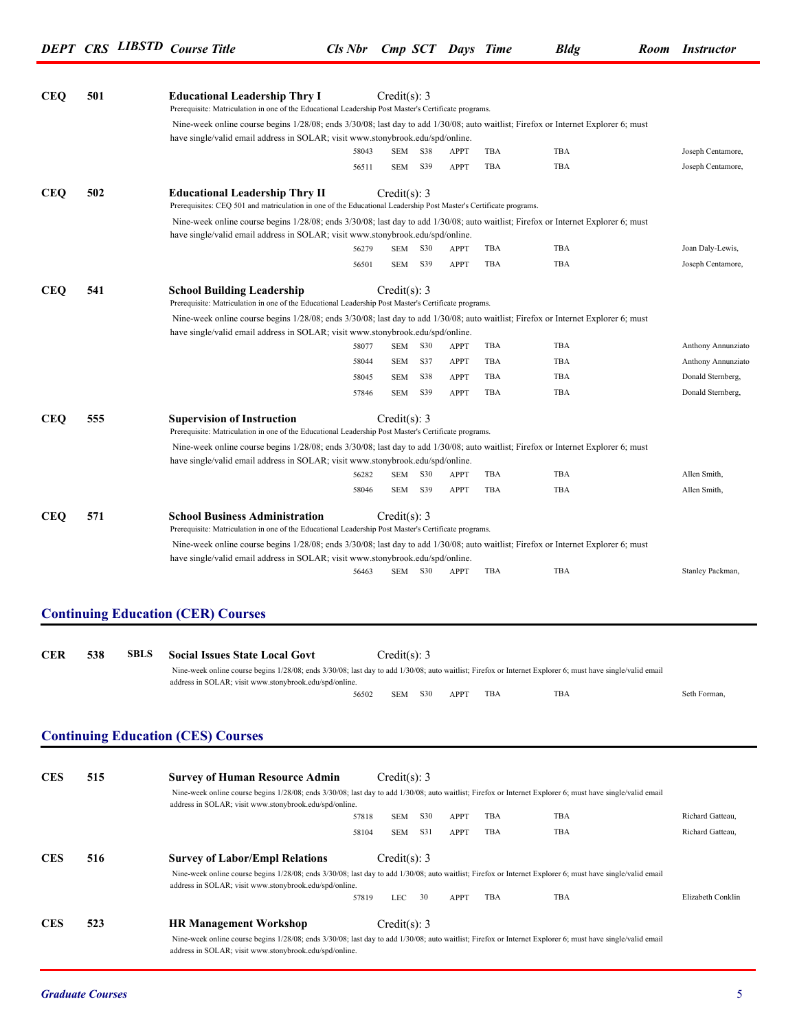| DEPT | CRS | LIBSTD | Course Title | Cls Nbr | Cmp | SCT | Days | Time | Bldg | Room | Instructor |
|---|---|---|---|---|---|---|---|---|---|---|---|

**CEQ 501 — Educational Leadership Thry I** — Credit(s): 3

Prerequisite: Matriculation in one of the Educational Leadership Post Master's Certificate programs.

Nine-week online course begins 1/28/08; ends 3/30/08; last day to add 1/30/08; auto waitlist; Firefox or Internet Explorer 6; must have single/valid email address in SOLAR; visit www.stonybrook.edu/spd/online.

| Cls Nbr | Cmp | SCT | Days | Time | Bldg | Room | Instructor |
|---|---|---|---|---|---|---|---|
| 58043 | SEM | S38 | APPT | TBA | TBA | | Joseph Centamore, |
| 56511 | SEM | S39 | APPT | TBA | TBA | | Joseph Centamore, |

**CEQ 502 — Educational Leadership Thry II** — Credit(s): 3

Prerequisites: CEQ 501 and matriculation in one of the Educational Leadership Post Master's Certificate programs.

Nine-week online course begins 1/28/08; ends 3/30/08; last day to add 1/30/08; auto waitlist; Firefox or Internet Explorer 6; must have single/valid email address in SOLAR; visit www.stonybrook.edu/spd/online.

| Cls Nbr | Cmp | SCT | Days | Time | Bldg | Room | Instructor |
|---|---|---|---|---|---|---|---|
| 56279 | SEM | S30 | APPT | TBA | TBA | | Joan Daly-Lewis, |
| 56501 | SEM | S39 | APPT | TBA | TBA | | Joseph Centamore, |

**CEQ 541 — School Building Leadership** — Credit(s): 3

Prerequisite: Matriculation in one of the Educational Leadership Post Master's Certificate programs.

Nine-week online course begins 1/28/08; ends 3/30/08; last day to add 1/30/08; auto waitlist; Firefox or Internet Explorer 6; must have single/valid email address in SOLAR; visit www.stonybrook.edu/spd/online.

| Cls Nbr | Cmp | SCT | Days | Time | Bldg | Room | Instructor |
|---|---|---|---|---|---|---|---|
| 58077 | SEM | S30 | APPT | TBA | TBA | | Anthony Annunziato |
| 58044 | SEM | S37 | APPT | TBA | TBA | | Anthony Annunziato |
| 58045 | SEM | S38 | APPT | TBA | TBA | | Donald Sternberg, |
| 57846 | SEM | S39 | APPT | TBA | TBA | | Donald Sternberg, |

**CEQ 555 — Supervision of Instruction** — Credit(s): 3

Prerequisite: Matriculation in one of the Educational Leadership Post Master's Certificate programs.

Nine-week online course begins 1/28/08; ends 3/30/08; last day to add 1/30/08; auto waitlist; Firefox or Internet Explorer 6; must have single/valid email address in SOLAR; visit www.stonybrook.edu/spd/online.

| Cls Nbr | Cmp | SCT | Days | Time | Bldg | Room | Instructor |
|---|---|---|---|---|---|---|---|
| 56282 | SEM | S30 | APPT | TBA | TBA | | Allen Smith, |
| 58046 | SEM | S39 | APPT | TBA | TBA | | Allen Smith, |

**CEQ 571 — School Business Administration** — Credit(s): 3

Prerequisite: Matriculation in one of the Educational Leadership Post Master's Certificate programs.

Nine-week online course begins 1/28/08; ends 3/30/08; last day to add 1/30/08; auto waitlist; Firefox or Internet Explorer 6; must have single/valid email address in SOLAR; visit www.stonybrook.edu/spd/online.

| Cls Nbr | Cmp | SCT | Days | Time | Bldg | Room | Instructor |
|---|---|---|---|---|---|---|---|
| 56463 | SEM | S30 | APPT | TBA | TBA | | Stanley Packman, |

## Continuing Education (CER) Courses

**CER 538 SBLS — Social Issues State Local Govt** — Credit(s): 3

Nine-week online course begins 1/28/08; ends 3/30/08; last day to add 1/30/08; auto waitlist; Firefox or Internet Explorer 6; must have single/valid email address in SOLAR; visit www.stonybrook.edu/spd/online.

| Cls Nbr | Cmp | SCT | Days | Time | Bldg | Room | Instructor |
|---|---|---|---|---|---|---|---|
| 56502 | SEM | S30 | APPT | TBA | TBA | | Seth Forman, |

## Continuing Education (CES) Courses

**CES 515 — Survey of Human Resource Admin** — Credit(s): 3

Nine-week online course begins 1/28/08; ends 3/30/08; last day to add 1/30/08; auto waitlist; Firefox or Internet Explorer 6; must have single/valid email address in SOLAR; visit www.stonybrook.edu/spd/online.

| Cls Nbr | Cmp | SCT | Days | Time | Bldg | Room | Instructor |
|---|---|---|---|---|---|---|---|
| 57818 | SEM | S30 | APPT | TBA | TBA | | Richard Gatteau, |
| 58104 | SEM | S31 | APPT | TBA | TBA | | Richard Gatteau, |

**CES 516 — Survey of Labor/Empl Relations** — Credit(s): 3

Nine-week online course begins 1/28/08; ends 3/30/08; last day to add 1/30/08; auto waitlist; Firefox or Internet Explorer 6; must have single/valid email address in SOLAR; visit www.stonybrook.edu/spd/online.

| Cls Nbr | Cmp | SCT | Days | Time | Bldg | Room | Instructor |
|---|---|---|---|---|---|---|---|
| 57819 | LEC | 30 | APPT | TBA | TBA | | Elizabeth Conklin |

**CES 523 — HR Management Workshop** — Credit(s): 3

Nine-week online course begins 1/28/08; ends 3/30/08; last day to add 1/30/08; auto waitlist; Firefox or Internet Explorer 6; must have single/valid email address in SOLAR; visit www.stonybrook.edu/spd/online.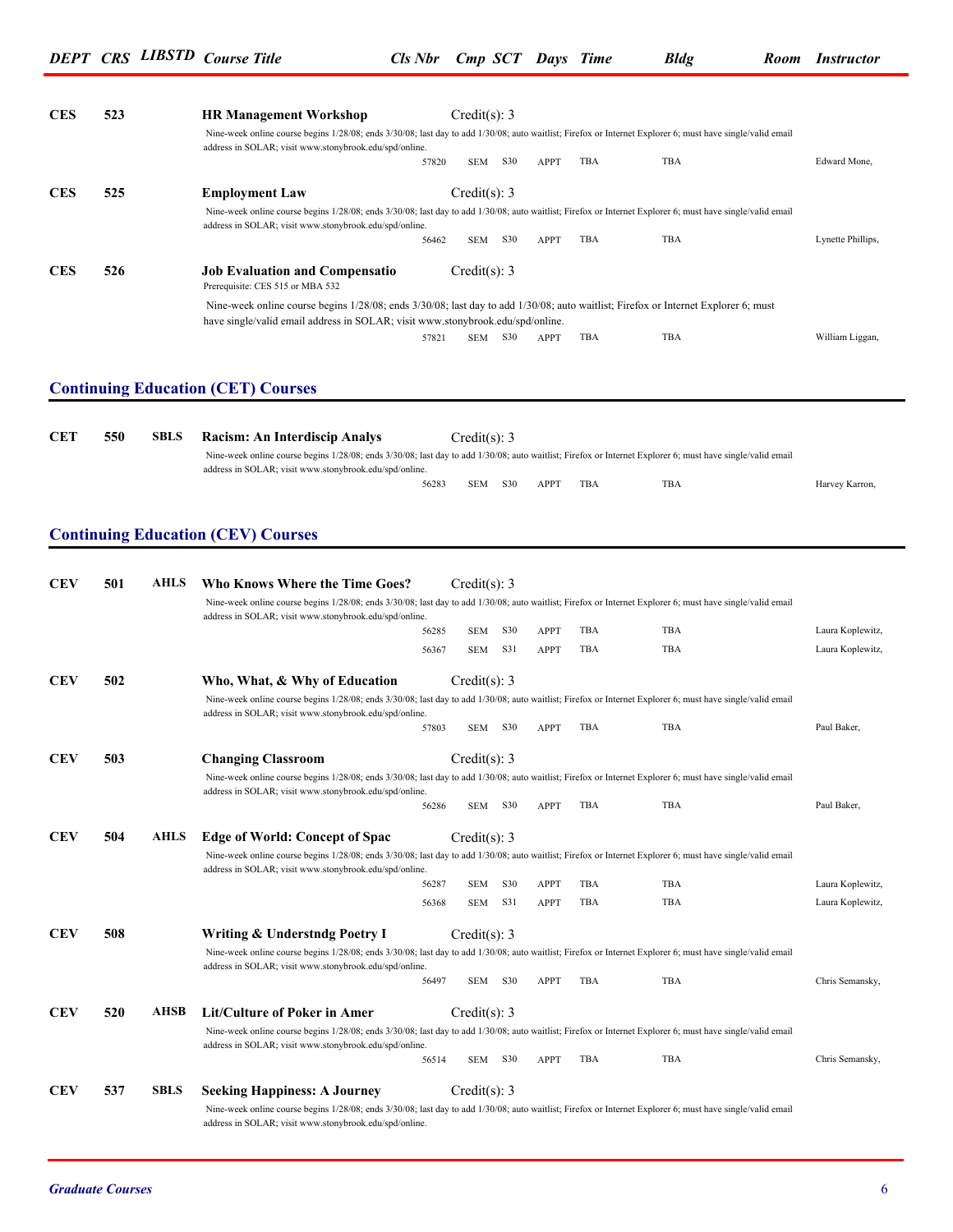| DEPT | CRS | LIBSTD | Course Title | Cls Nbr | Cmp | SCT | Days | Time | Bldg | Room | Instructor |
|---|---|---|---|---|---|---|---|---|---|---|---|
| **CES** | **523** | | **HR Management Workshop** Credit(s): 3 | | | | | | | | |
| | | | Nine-week online course begins 1/28/08; ends 3/30/08; last day to add 1/30/08; auto waitlist; Firefox or Internet Explorer 6; must have single/valid email address in SOLAR; visit www.stonybrook.edu/spd/online. | | | | | | | | |
| | | | | 57820 | SEM | S30 | APPT | TBA | TBA | | Edward Mone, |
| **CES** | **525** | | **Employment Law** Credit(s): 3 | | | | | | | | |
| | | | Nine-week online course begins 1/28/08; ends 3/30/08; last day to add 1/30/08; auto waitlist; Firefox or Internet Explorer 6; must have single/valid email address in SOLAR; visit www.stonybrook.edu/spd/online. | | | | | | | | |
| | | | | 56462 | SEM | S30 | APPT | TBA | TBA | | Lynette Phillips, |
| **CES** | **526** | | **Job Evaluation and Compensatio** Credit(s): 3 | | | | | | | | |
| | | | Prerequisite: CES 515 or MBA 532 | | | | | | | | |
| | | | Nine-week online course begins 1/28/08; ends 3/30/08; last day to add 1/30/08; auto waitlist; Firefox or Internet Explorer 6; must have single/valid email address in SOLAR; visit www.stonybrook.edu/spd/online. | | | | | | | | |
| | | | | 57821 | SEM | S30 | APPT | TBA | TBA | | William Liggan, |

## Continuing Education (CET) Courses

| DEPT | CRS | LIBSTD | Course Title | Cls Nbr | Cmp | SCT | Days | Time | Bldg | Room | Instructor |
|---|---|---|---|---|---|---|---|---|---|---|---|
| **CET** | **550** | **SBLS** | **Racism: An Interdiscip Analys** Credit(s): 3 | | | | | | | | |
| | | | Nine-week online course begins 1/28/08; ends 3/30/08; last day to add 1/30/08; auto waitlist; Firefox or Internet Explorer 6; must have single/valid email address in SOLAR; visit www.stonybrook.edu/spd/online. | | | | | | | | |
| | | | | 56283 | SEM | S30 | APPT | TBA | TBA | | Harvey Karron, |

## Continuing Education (CEV) Courses

| DEPT | CRS | LIBSTD | Course Title | Cls Nbr | Cmp | SCT | Days | Time | Bldg | Room | Instructor |
|---|---|---|---|---|---|---|---|---|---|---|---|
| **CEV** | **501** | **AHLS** | **Who Knows Where the Time Goes?** Credit(s): 3 | | | | | | | | |
| | | | Nine-week online course begins 1/28/08; ends 3/30/08; last day to add 1/30/08; auto waitlist; Firefox or Internet Explorer 6; must have single/valid email address in SOLAR; visit www.stonybrook.edu/spd/online. | | | | | | | | |
| | | | | 56285 | SEM | S30 | APPT | TBA | TBA | | Laura Koplewitz, |
| | | | | 56367 | SEM | S31 | APPT | TBA | TBA | | Laura Koplewitz, |
| **CEV** | **502** | | **Who, What, & Why of Education** Credit(s): 3 | | | | | | | | |
| | | | Nine-week online course begins 1/28/08; ends 3/30/08; last day to add 1/30/08; auto waitlist; Firefox or Internet Explorer 6; must have single/valid email address in SOLAR; visit www.stonybrook.edu/spd/online. | | | | | | | | |
| | | | | 57803 | SEM | S30 | APPT | TBA | TBA | | Paul Baker, |
| **CEV** | **503** | | **Changing Classroom** Credit(s): 3 | | | | | | | | |
| | | | Nine-week online course begins 1/28/08; ends 3/30/08; last day to add 1/30/08; auto waitlist; Firefox or Internet Explorer 6; must have single/valid email address in SOLAR; visit www.stonybrook.edu/spd/online. | | | | | | | | |
| | | | | 56286 | SEM | S30 | APPT | TBA | TBA | | Paul Baker, |
| **CEV** | **504** | **AHLS** | **Edge of World: Concept of Spac** Credit(s): 3 | | | | | | | | |
| | | | Nine-week online course begins 1/28/08; ends 3/30/08; last day to add 1/30/08; auto waitlist; Firefox or Internet Explorer 6; must have single/valid email address in SOLAR; visit www.stonybrook.edu/spd/online. | | | | | | | | |
| | | | | 56287 | SEM | S30 | APPT | TBA | TBA | | Laura Koplewitz, |
| | | | | 56368 | SEM | S31 | APPT | TBA | TBA | | Laura Koplewitz, |
| **CEV** | **508** | | **Writing & Understndg Poetry I** Credit(s): 3 | | | | | | | | |
| | | | Nine-week online course begins 1/28/08; ends 3/30/08; last day to add 1/30/08; auto waitlist; Firefox or Internet Explorer 6; must have single/valid email address in SOLAR; visit www.stonybrook.edu/spd/online. | | | | | | | | |
| | | | | 56497 | SEM | S30 | APPT | TBA | TBA | | Chris Semansky, |
| **CEV** | **520** | **AHSB** | **Lit/Culture of Poker in Amer** Credit(s): 3 | | | | | | | | |
| | | | Nine-week online course begins 1/28/08; ends 3/30/08; last day to add 1/30/08; auto waitlist; Firefox or Internet Explorer 6; must have single/valid email address in SOLAR; visit www.stonybrook.edu/spd/online. | | | | | | | | |
| | | | | 56514 | SEM | S30 | APPT | TBA | TBA | | Chris Semansky, |
| **CEV** | **537** | **SBLS** | **Seeking Happiness: A Journey** Credit(s): 3 | | | | | | | | |
| | | | Nine-week online course begins 1/28/08; ends 3/30/08; last day to add 1/30/08; auto waitlist; Firefox or Internet Explorer 6; must have single/valid email address in SOLAR; visit www.stonybrook.edu/spd/online. | | | | | | | | |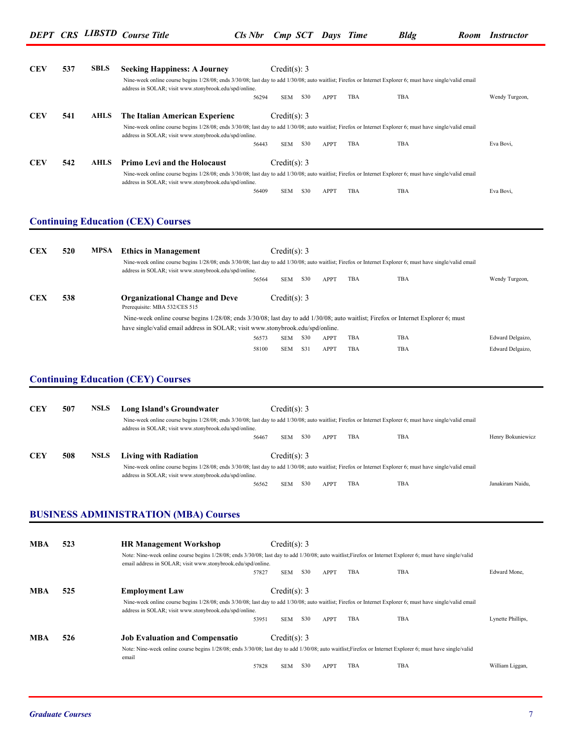| DEPT | CRS | LIBSTD | Course Title | Cls Nbr | Cmp | SCT | Days | Time | Bldg | Room | Instructor |
|---|---|---|---|---|---|---|---|---|---|---|---|
| **CEV** | **537** | **SBLS** | **Seeking Happiness: A Journey** Credit(s): 3 | | | | | | | | |
| | | | Nine-week online course begins 1/28/08; ends 3/30/08; last day to add 1/30/08; auto waitlist; Firefox or Internet Explorer 6; must have single/valid email address in SOLAR; visit www.stonybrook.edu/spd/online. | | | | | | | | |
| | | | | 56294 | SEM | S30 | APPT | TBA | TBA | | Wendy Turgeon, |
| **CEV** | **541** | **AHLS** | **The Italian American Experienc** Credit(s): 3 | | | | | | | | |
| | | | Nine-week online course begins 1/28/08; ends 3/30/08; last day to add 1/30/08; auto waitlist; Firefox or Internet Explorer 6; must have single/valid email address in SOLAR; visit www.stonybrook.edu/spd/online. | | | | | | | | |
| | | | | 56443 | SEM | S30 | APPT | TBA | TBA | | Eva Bovi, |
| **CEV** | **542** | **AHLS** | **Primo Levi and the Holocaust** Credit(s): 3 | | | | | | | | |
| | | | Nine-week online course begins 1/28/08; ends 3/30/08; last day to add 1/30/08; auto waitlist; Firefox or Internet Explorer 6; must have single/valid email address in SOLAR; visit www.stonybrook.edu/spd/online. | | | | | | | | |
| | | | | 56409 | SEM | S30 | APPT | TBA | TBA | | Eva Bovi, |

## Continuing Education (CEX) Courses

| DEPT | CRS | LIBSTD | Course Title | Cls Nbr | Cmp | SCT | Days | Time | Bldg | Room | Instructor |
|---|---|---|---|---|---|---|---|---|---|---|---|
| **CEX** | **520** | **MPSA** | **Ethics in Management** Credit(s): 3 | | | | | | | | |
| | | | Nine-week online course begins 1/28/08; ends 3/30/08; last day to add 1/30/08; auto waitlist; Firefox or Internet Explorer 6; must have single/valid email address in SOLAR; visit www.stonybrook.edu/spd/online. | | | | | | | | |
| | | | | 56564 | SEM | S30 | APPT | TBA | TBA | | Wendy Turgeon, |
| **CEX** | **538** | | **Organizational Change and Deve** Credit(s): 3 | | | | | | | | |
| | | | Prerequisite: MBA 532/CES 515 | | | | | | | | |
| | | | Nine-week online course begins 1/28/08; ends 3/30/08; last day to add 1/30/08; auto waitlist; Firefox or Internet Explorer 6; must have single/valid email address in SOLAR; visit www.stonybrook.edu/spd/online. | | | | | | | | |
| | | | | 56573 | SEM | S30 | APPT | TBA | TBA | | Edward Delgaizo, |
| | | | | 58100 | SEM | S31 | APPT | TBA | TBA | | Edward Delgaizo, |

## Continuing Education (CEY) Courses

| DEPT | CRS | LIBSTD | Course Title | Cls Nbr | Cmp | SCT | Days | Time | Bldg | Room | Instructor |
|---|---|---|---|---|---|---|---|---|---|---|---|
| **CEY** | **507** | **NSLS** | **Long Island's Groundwater** Credit(s): 3 | | | | | | | | |
| | | | Nine-week online course begins 1/28/08; ends 3/30/08; last day to add 1/30/08; auto waitlist; Firefox or Internet Explorer 6; must have single/valid email address in SOLAR; visit www.stonybrook.edu/spd/online. | | | | | | | | |
| | | | | 56467 | SEM | S30 | APPT | TBA | TBA | | Henry Bokuniewicz |
| **CEY** | **508** | **NSLS** | **Living with Radiation** Credit(s): 3 | | | | | | | | |
| | | | Nine-week online course begins 1/28/08; ends 3/30/08; last day to add 1/30/08; auto waitlist; Firefox or Internet Explorer 6; must have single/valid email address in SOLAR; visit www.stonybrook.edu/spd/online. | | | | | | | | |
| | | | | 56562 | SEM | S30 | APPT | TBA | TBA | | Janakiram Naidu, |

## BUSINESS ADMINISTRATION (MBA) Courses

| DEPT | CRS | LIBSTD | Course Title | Cls Nbr | Cmp | SCT | Days | Time | Bldg | Room | Instructor |
|---|---|---|---|---|---|---|---|---|---|---|---|
| **MBA** | **523** | | **HR Management Workshop** Credit(s): 3 | | | | | | | | |
| | | | Note: Nine-week online course begins 1/28/08; ends 3/30/08; last day to add 1/30/08; auto waitlist;Firefox or Internet Explorer 6; must have single/valid email address in SOLAR; visit www.stonybrook.edu/spd/online. | | | | | | | | |
| | | | | 57827 | SEM | S30 | APPT | TBA | TBA | | Edward Mone, |
| **MBA** | **525** | | **Employment Law** Credit(s): 3 | | | | | | | | |
| | | | Nine-week online course begins 1/28/08; ends 3/30/08; last day to add 1/30/08; auto waitlist; Firefox or Internet Explorer 6; must have single/valid email address in SOLAR; visit www.stonybrook.edu/spd/online. | | | | | | | | |
| | | | | 53951 | SEM | S30 | APPT | TBA | TBA | | Lynette Phillips, |
| **MBA** | **526** | | **Job Evaluation and Compensatio** Credit(s): 3 | | | | | | | | |
| | | | Note: Nine-week online course begins 1/28/08; ends 3/30/08; last day to add 1/30/08; auto waitlist;Firefox or Internet Explorer 6; must have single/valid email | | | | | | | | |
| | | | | 57828 | SEM | S30 | APPT | TBA | TBA | | William Liggan, |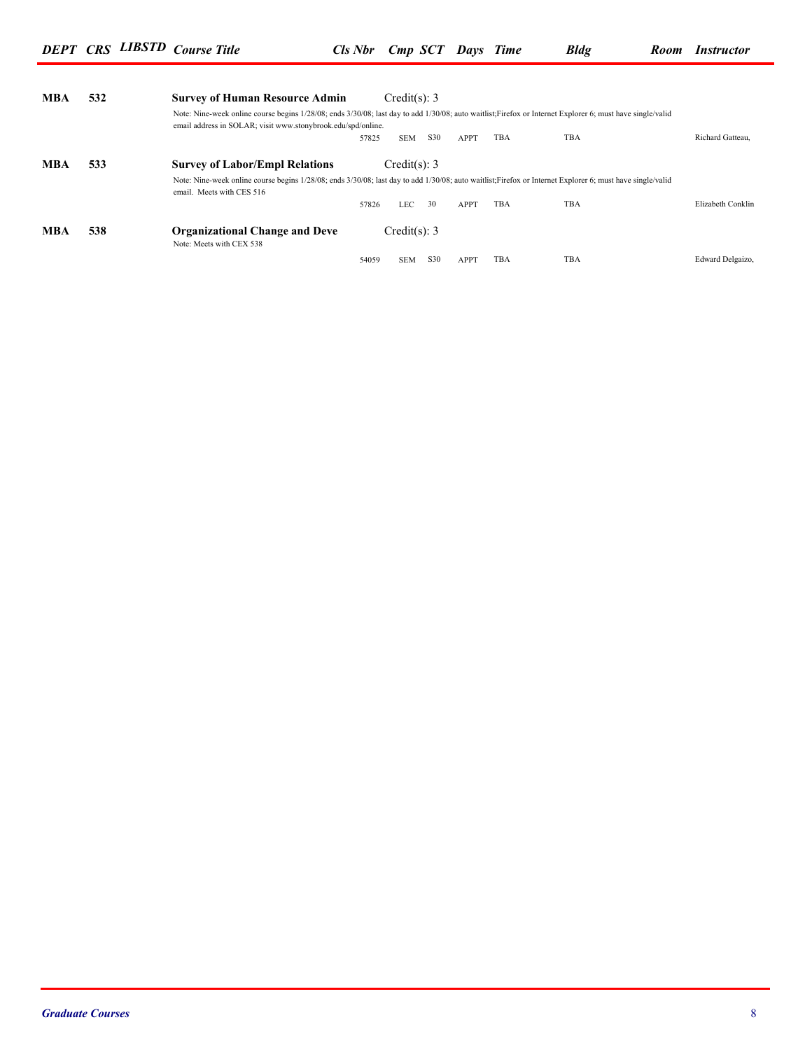| DEPT | CRS | LIBSTD | Course Title | Cls Nbr | Cmp | SCT | Days | Time | Bldg | Room | Instructor |
|---|---|---|---|---|---|---|---|---|---|---|---|
| **MBA** | **532** | | **Survey of Human Resource Admin** Credit(s): 3 | | | | | | | | |
| | | | Note: Nine-week online course begins 1/28/08; ends 3/30/08; last day to add 1/30/08; auto waitlist;Firefox or Internet Explorer 6; must have single/valid email address in SOLAR; visit www.stonybrook.edu/spd/online. | | | | | | | | |
| | | | | 57825 | SEM | S30 | APPT | TBA | TBA | | Richard Gatteau, |
| **MBA** | **533** | | **Survey of Labor/Empl Relations** Credit(s): 3 | | | | | | | | |
| | | | Note: Nine-week online course begins 1/28/08; ends 3/30/08; last day to add 1/30/08; auto waitlist;Firefox or Internet Explorer 6; must have single/valid email. Meets with CES 516 | | | | | | | | |
| | | | | 57826 | LEC | 30 | APPT | TBA | TBA | | Elizabeth Conklin |
| **MBA** | **538** | | **Organizational Change and Deve** Credit(s): 3 | | | | | | | | |
| | | | Note: Meets with CEX 538 | | | | | | | | |
| | | | | 54059 | SEM | S30 | APPT | TBA | TBA | | Edward Delgaizo, |